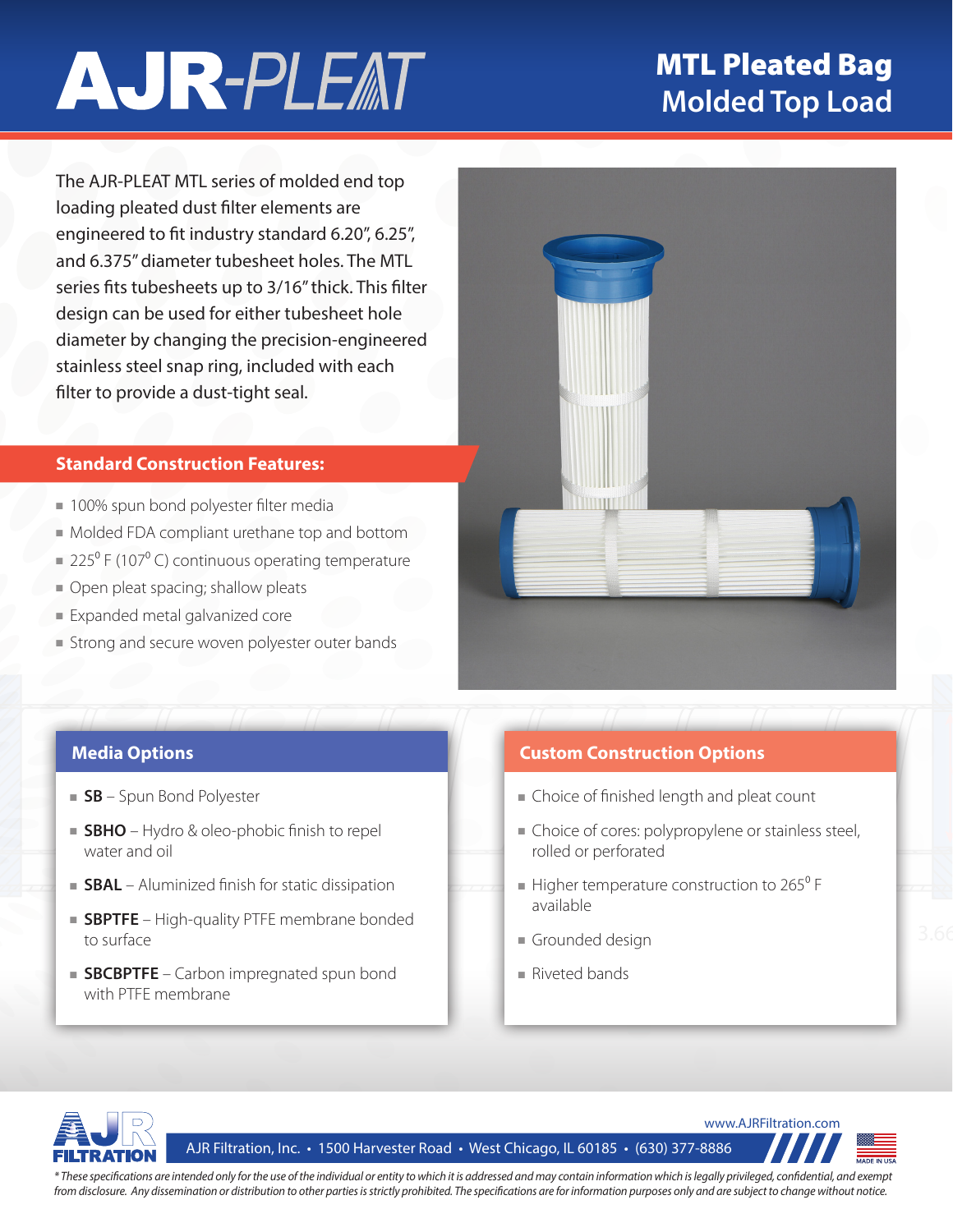# AJR-PLEAT

## MTL Pleated Bag Molded Top Load

The AJR-PLEAT MTL series of molded end top loading pleated dust filter elements are engineered to fit industry standard 6.20", 6.25", and 6.375" diameter tubesheet holes. The MTL series fits tubesheets up to 3/16" thick. This filter design can be used for either tubesheet hole diameter by changing the precision-engineered stainless steel snap ring, included with each filter to provide a dust-tight seal.

### Standard Construction Features:

- 100% spun bond polyester filter media
- Molded FDA compliant urethane top and bottom
- $225^{0}$ F ($107^{0}$ C) continuous operating temperature
- Open pleat spacing; shallow pleats
- Expanded metal galvanized core
- Strong and secure woven polyester outer bands

### Media Options

- **SB** – Spun Bond Polyester
- **SBHO** – Hydro & oleo-phobic finish to repel water and oil
- **SBAL** – Aluminized finish for static dissipation
- **SBPTFE** – High-quality PTFE membrane bonded to surface
- **SBCBPTFE** – Carbon impregnated spun bond with PTFE membrane

### Custom Construction Options

- Choice of finished length and pleat count
- Choice of cores: polypropylene or stainless steel, rolled or perforated
- Higher temperature construction to $265^{0}$ F available
- Grounded design
- Riveted bands

AJR FILTRATION

www.AJRFiltration.com

AJR Filtration, Inc. • 1500 Harvester Road • West Chicago, IL 60185 • (630) 377-8886

MADE IN USA

*\* These specifications are intended only for the use of the individual or entity to which it is addressed and may contain information which is legally privileged, confidential, and exempt from disclosure. Any dissemination or distribution to other parties is strictly prohibited. The specifications are for information purposes only and are subject to change without notice.*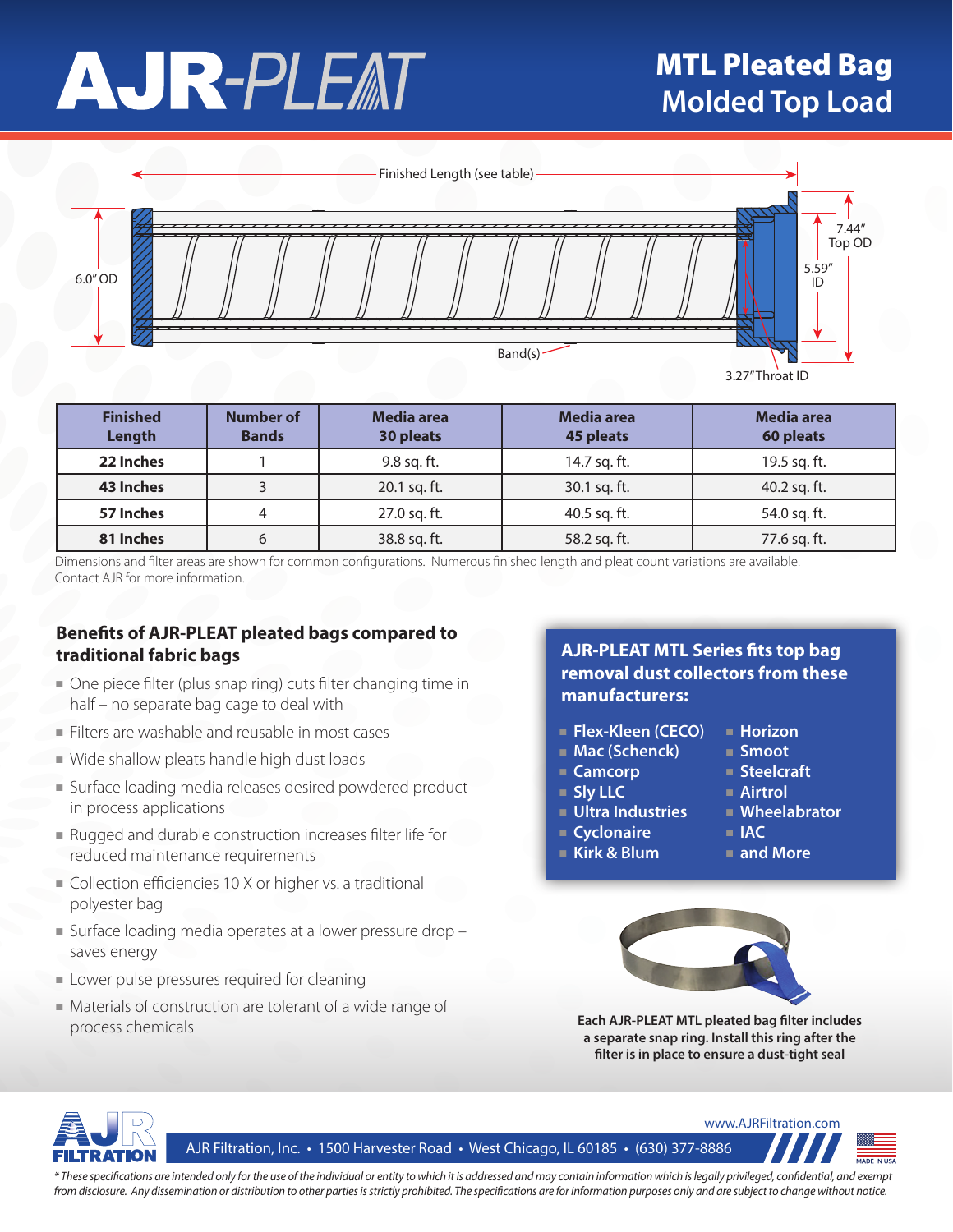# AJR-PLEAT

## MTL Pleated Bag Molded Top Load

Finished Length (see table)

6.0" OD

7.44" Top OD

5.59" ID

Band(s)

3.27" Throat ID

| Finished Length | Number of Bands | Media area 30 pleats | Media area 45 pleats | Media area 60 pleats |
|---|---|---|---|---|
| **22 Inches** | 1 | 9.8 sq. ft. | 14.7 sq. ft. | 19.5 sq. ft. |
| **43 Inches** | 3 | 20.1 sq. ft. | 30.1 sq. ft. | 40.2 sq. ft. |
| **57 Inches** | 4 | 27.0 sq. ft. | 40.5 sq. ft. | 54.0 sq. ft. |
| **81 Inches** | 6 | 38.8 sq. ft. | 58.2 sq. ft. | 77.6 sq. ft. |

Dimensions and filter areas are shown for common configurations. Numerous finished length and pleat count variations are available. Contact AJR for more information.

### Benefits of AJR-PLEAT pleated bags compared to traditional fabric bags

- One piece filter (plus snap ring) cuts filter changing time in half – no separate bag cage to deal with
- Filters are washable and reusable in most cases
- Wide shallow pleats handle high dust loads
- Surface loading media releases desired powdered product in process applications
- Rugged and durable construction increases filter life for reduced maintenance requirements
- Collection efficiencies 10 X or higher vs. a traditional polyester bag
- Surface loading media operates at a lower pressure drop – saves energy
- Lower pulse pressures required for cleaning
- Materials of construction are tolerant of a wide range of process chemicals

### AJR-PLEAT MTL Series fits top bag removal dust collectors from these manufacturers:

- Flex-Kleen (CECO)
- Mac (Schenck)
- Camcorp
- Sly LLC
- Ultra Industries
- Cyclonaire
- Kirk & Blum
- Horizon
- Smoot
- Steelcraft
- Airtrol
- Wheelabrator
- IAC
- and More

**Each AJR-PLEAT MTL pleated bag filter includes a separate snap ring. Install this ring after the filter is in place to ensure a dust-tight seal**

AJR FILTRATION

www.AJRFiltration.com

AJR Filtration, Inc. • 1500 Harvester Road • West Chicago, IL 60185 • (630) 377-8886

MADE IN USA

*These specifications are intended only for the use of the individual or entity to which it is addressed and may contain information which is legally privileged, confidential, and exempt from disclosure. Any dissemination or distribution to other parties is strictly prohibited. The specifications are for information purposes only and are subject to change without notice.*